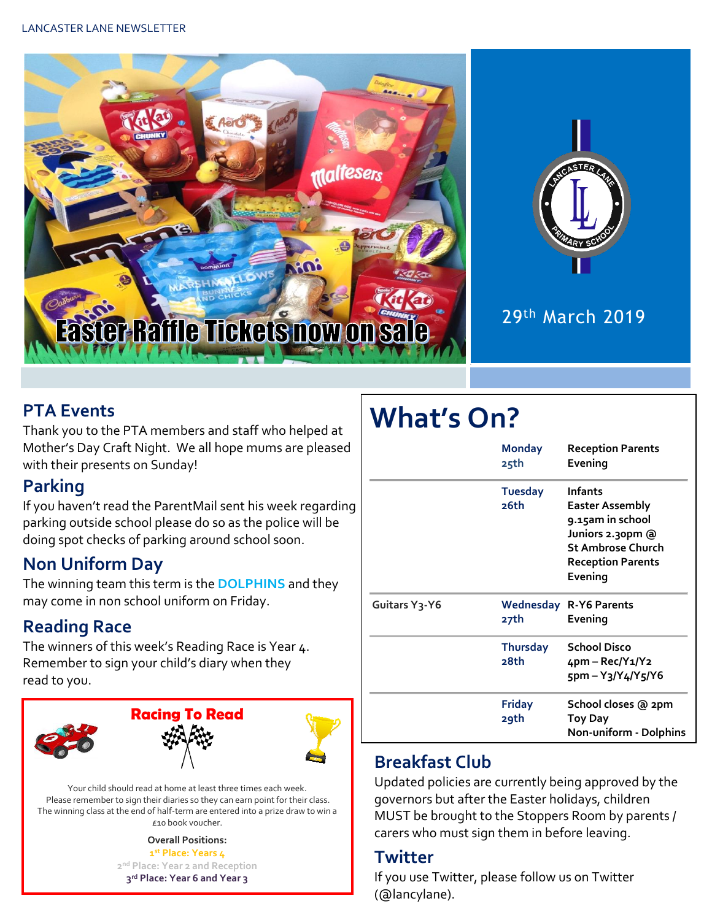LANCASTER LANE NEWSLETTER

**Easter Raffle Tickets now on sale**

29th March 2019

## PTA Events

Thank you to the PTA members and staff who helped at Mother's Day Craft Night. We all hope mums are pleased with their presents on Sunday!

## Parking

If you haven't read the ParentMail sent his week regarding parking outside school please do so as the police will be doing spot checks of parking around school soon.

## Non Uniform Day

The winning team this term is the **DOLPHINS** and they may come in non school uniform on Friday.

## Reading Race

The winners of this week's Reading Race is Year 4. Remember to sign your child's diary when they read to you.

### Racing To Read

Your child should read at home at least three times each week. Please remember to sign their diaries so they can earn point for their class. The winning class at the end of half-term are entered into a prize draw to win a £10 book voucher.

**Overall Positions:**

**1st Place: Years 4**

**2nd Place: Year 2 and Reception**

**3rd Place: Year 6 and Year 3**

# What's On?

| | | |
|---|---|---|
| | **Monday 25th** | **Reception Parents Evening** |
| | **Tuesday 26th** | **Infants Easter Assembly 9.15am in school Juniors 2.30pm @ St Ambrose Church Reception Parents Evening** |
| Guitars Y3-Y6 | **Wednesday 27th** | **R-Y6 Parents Evening** |
| | **Thursday 28th** | **School Disco 4pm – Rec/Y1/Y2 5pm – Y3/Y4/Y5/Y6** |
| | **Friday 29th** | **School closes @ 2pm Toy Day Non-uniform - Dolphins** |

## Breakfast Club

Updated policies are currently being approved by the governors but after the Easter holidays, children MUST be brought to the Stoppers Room by parents / carers who must sign them in before leaving.

## Twitter

If you use Twitter, please follow us on Twitter (@lancylane).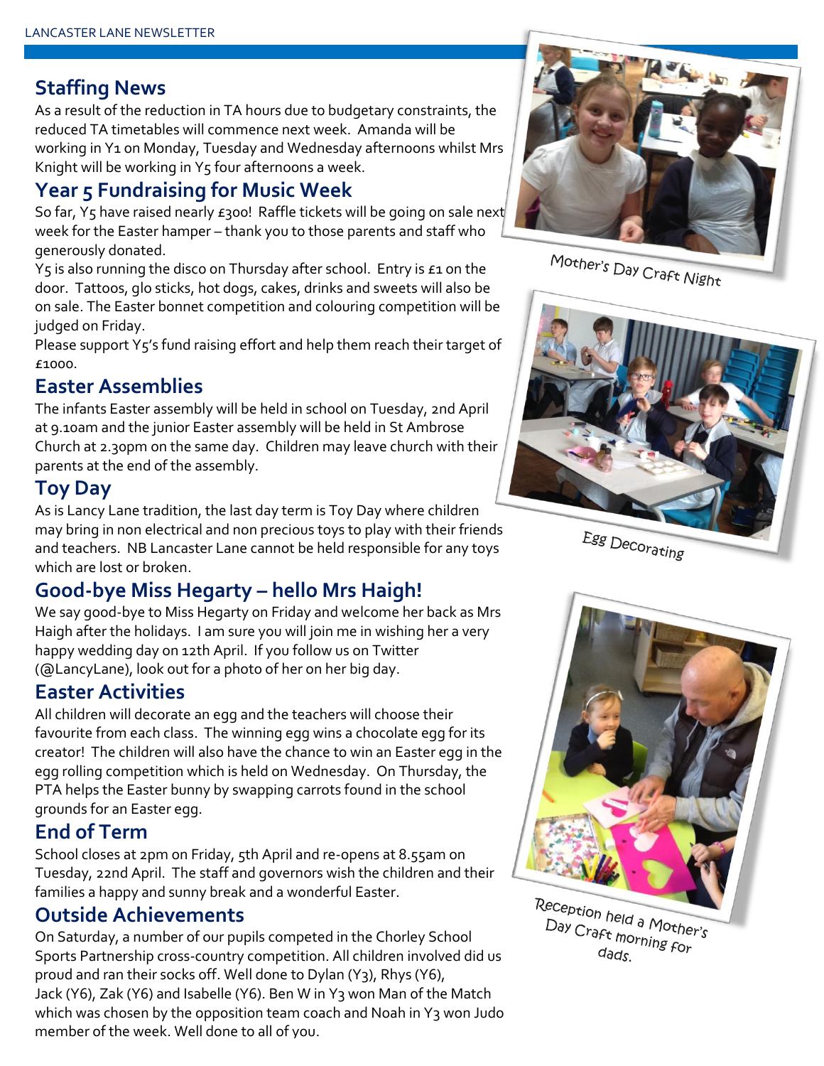## Staffing News

As a result of the reduction in TA hours due to budgetary constraints, the reduced TA timetables will commence next week. Amanda will be working in Y1 on Monday, Tuesday and Wednesday afternoons whilst Mrs Knight will be working in Y5 four afternoons a week.

## Year 5 Fundraising for Music Week

So far, Y5 have raised nearly £300! Raffle tickets will be going on sale next week for the Easter hamper – thank you to those parents and staff who generously donated.

Y5 is also running the disco on Thursday after school. Entry is £1 on the door. Tattoos, glo sticks, hot dogs, cakes, drinks and sweets will also be on sale. The Easter bonnet competition and colouring competition will be judged on Friday.

Please support Y5's fund raising effort and help them reach their target of £1000.

## Easter Assemblies

The infants Easter assembly will be held in school on Tuesday, 2nd April at 9.10am and the junior Easter assembly will be held in St Ambrose Church at 2.30pm on the same day. Children may leave church with their parents at the end of the assembly.

## Toy Day

As is Lancy Lane tradition, the last day term is Toy Day where children may bring in non electrical and non precious toys to play with their friends and teachers. NB Lancaster Lane cannot be held responsible for any toys which are lost or broken.

## Good-bye Miss Hegarty – hello Mrs Haigh!

We say good-bye to Miss Hegarty on Friday and welcome her back as Mrs Haigh after the holidays. I am sure you will join me in wishing her a very happy wedding day on 12th April. If you follow us on Twitter (@LancyLane), look out for a photo of her on her big day.

## Easter Activities

All children will decorate an egg and the teachers will choose their favourite from each class. The winning egg wins a chocolate egg for its creator! The children will also have the chance to win an Easter egg in the egg rolling competition which is held on Wednesday. On Thursday, the PTA helps the Easter bunny by swapping carrots found in the school grounds for an Easter egg.

## End of Term

School closes at 2pm on Friday, 5th April and re-opens at 8.55am on Tuesday, 22nd April. The staff and governors wish the children and their families a happy and sunny break and a wonderful Easter.

## Outside Achievements

On Saturday, a number of our pupils competed in the Chorley School Sports Partnership cross-country competition. All children involved did us proud and ran their socks off. Well done to Dylan (Y3), Rhys (Y6), Jack (Y6), Zak (Y6) and Isabelle (Y6). Ben W in Y3 won Man of the Match which was chosen by the opposition team coach and Noah in Y3 won Judo member of the week. Well done to all of you.

Mother's Day Craft Night

Egg Decorating

Reception held a Mother's Day Craft morning for dads.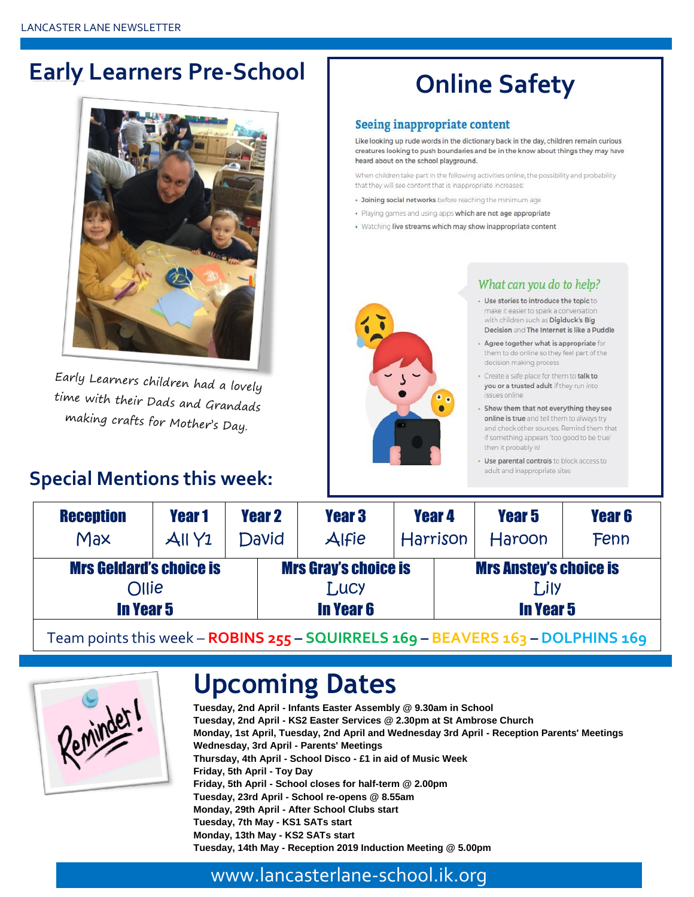# Early Learners Pre-School

Early Learners children had a lovely time with their Dads and Grandads making crafts for Mother's Day.

# Online Safety

## Seeing inappropriate content

Like looking up rude words in the dictionary back in the day, children remain curious creatures looking to push boundaries and be in the know about things they may have heard about on the school playground.

When children take part in the following activities online, the possibility and probability that they will see content that is inappropriate increases:

- **Joining social networks** before reaching the minimum age
- Playing games and using apps **which are not age appropriate**
- Watching **live streams which may show inappropriate content**

### *What can you do to help?*

- **Use stories to introduce the topic** to make it easier to spark a conversation with children such as **Digiduck's Big Decision** and **The Internet is like a Puddle**
- **Agree together what is appropriate** for them to do online so they feel part of the decision making process
- Create a safe place for them to **talk to you or a trusted adult** if they run into issues online
- **Show them that not everything they see online is true** and tell them to always try and check other sources. Remind them that if something appears 'too good to be true' then it probably is!
- **Use parental controls** to block access to adult and inappropriate sites

## Special Mentions this week:

| Reception | Year 1 | Year 2 | Year 3 | Year 4 | Year 5 | Year 6 |
|---|---|---|---|---|---|---|
| Max | All Y1 | David | Alfie | Harrison | Haroon | Fenn |

| Mrs Geldard's choice is | Mrs Gray's choice is | Mrs Anstey's choice is |
|---|---|---|
| Ollie | Lucy | Lily |
| In Year 5 | In Year 6 | In Year 5 |

Team points this week – ROBINS 255 – SQUIRRELS 169 – BEAVERS 163 – DOLPHINS 169

# Upcoming Dates

**Tuesday, 2nd April - Infants Easter Assembly @ 9.30am in School**
**Tuesday, 2nd April - KS2 Easter Services @ 2.30pm at St Ambrose Church**
**Monday, 1st April, Tuesday, 2nd April and Wednesday 3rd April - Reception Parents' Meetings**
**Wednesday, 3rd April - Parents' Meetings**
**Thursday, 4th April - School Disco - £1 in aid of Music Week**
**Friday, 5th April - Toy Day**
**Friday, 5th April - School closes for half-term @ 2.00pm**
**Tuesday, 23rd April - School re-opens @ 8.55am**
**Monday, 29th April - After School Clubs start**
**Tuesday, 7th May - KS1 SATs start**
**Monday, 13th May - KS2 SATs start**
**Tuesday, 14th May - Reception 2019 Induction Meeting @ 5.00pm**

www.lancasterlane-school.ik.org